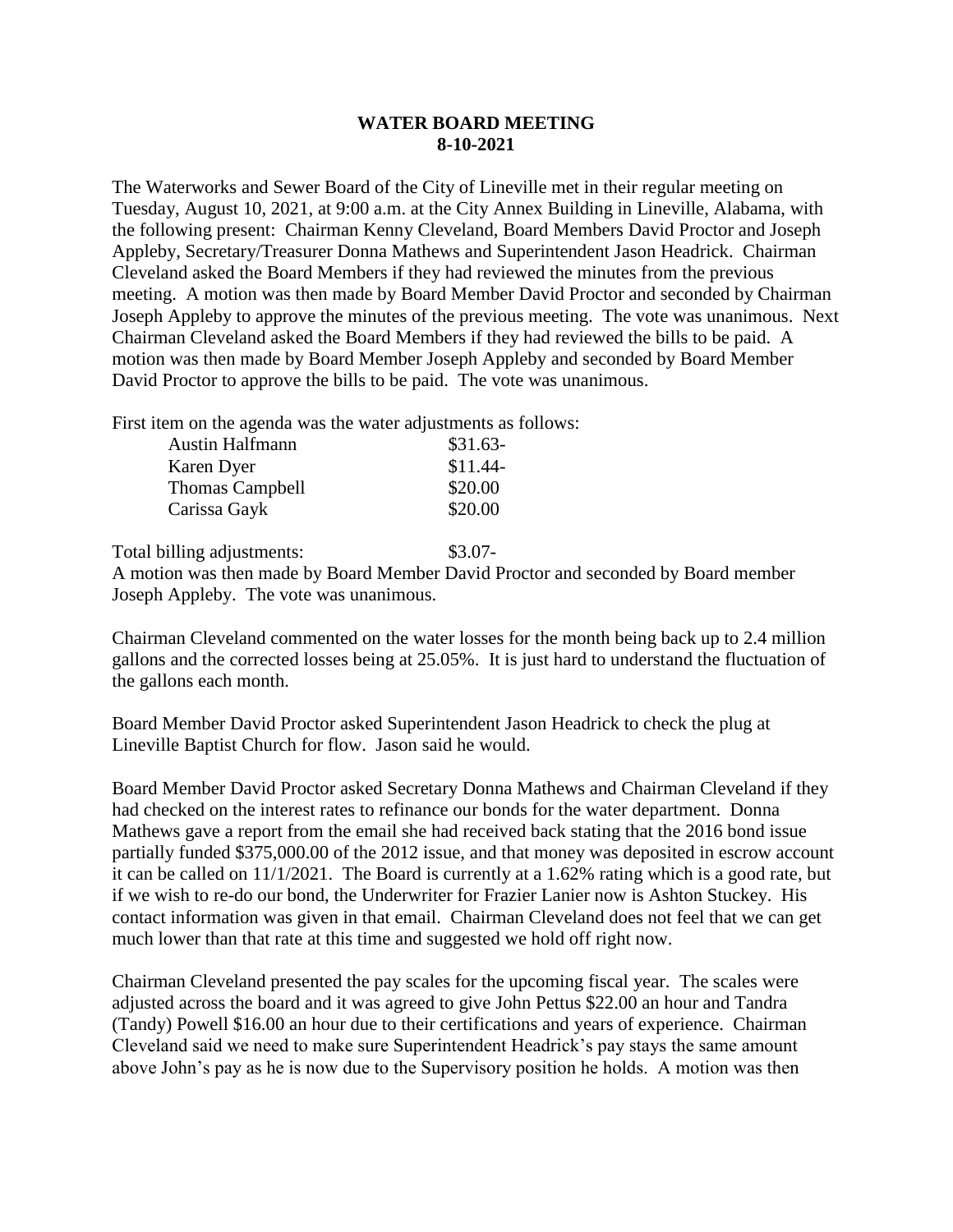# WATER BOARD MEETING
## 8-10-2021

The Waterworks and Sewer Board of the City of Lineville met in their regular meeting on Tuesday, August 10, 2021, at 9:00 a.m. at the City Annex Building in Lineville, Alabama, with the following present: Chairman Kenny Cleveland, Board Members David Proctor and Joseph Appleby, Secretary/Treasurer Donna Mathews and Superintendent Jason Headrick. Chairman Cleveland asked the Board Members if they had reviewed the minutes from the previous meeting. A motion was then made by Board Member David Proctor and seconded by Chairman Joseph Appleby to approve the minutes of the previous meeting. The vote was unanimous. Next Chairman Cleveland asked the Board Members if they had reviewed the bills to be paid. A motion was then made by Board Member Joseph Appleby and seconded by Board Member David Proctor to approve the bills to be paid. The vote was unanimous.

First item on the agenda was the water adjustments as follows:

| | |
|---|---|
| Austin Halfmann | $31.63- |
| Karen Dyer | $11.44- |
| Thomas Campbell | $20.00 |
| Carissa Gayk | $20.00 |

Total billing adjustments: $3.07-

A motion was then made by Board Member David Proctor and seconded by Board member Joseph Appleby. The vote was unanimous.

Chairman Cleveland commented on the water losses for the month being back up to 2.4 million gallons and the corrected losses being at 25.05%. It is just hard to understand the fluctuation of the gallons each month.

Board Member David Proctor asked Superintendent Jason Headrick to check the plug at Lineville Baptist Church for flow. Jason said he would.

Board Member David Proctor asked Secretary Donna Mathews and Chairman Cleveland if they had checked on the interest rates to refinance our bonds for the water department. Donna Mathews gave a report from the email she had received back stating that the 2016 bond issue partially funded $375,000.00 of the 2012 issue, and that money was deposited in escrow account it can be called on 11/1/2021. The Board is currently at a 1.62% rating which is a good rate, but if we wish to re-do our bond, the Underwriter for Frazier Lanier now is Ashton Stuckey. His contact information was given in that email. Chairman Cleveland does not feel that we can get much lower than that rate at this time and suggested we hold off right now.

Chairman Cleveland presented the pay scales for the upcoming fiscal year. The scales were adjusted across the board and it was agreed to give John Pettus $22.00 an hour and Tandra (Tandy) Powell $16.00 an hour due to their certifications and years of experience. Chairman Cleveland said we need to make sure Superintendent Headrick's pay stays the same amount above John's pay as he is now due to the Supervisory position he holds. A motion was then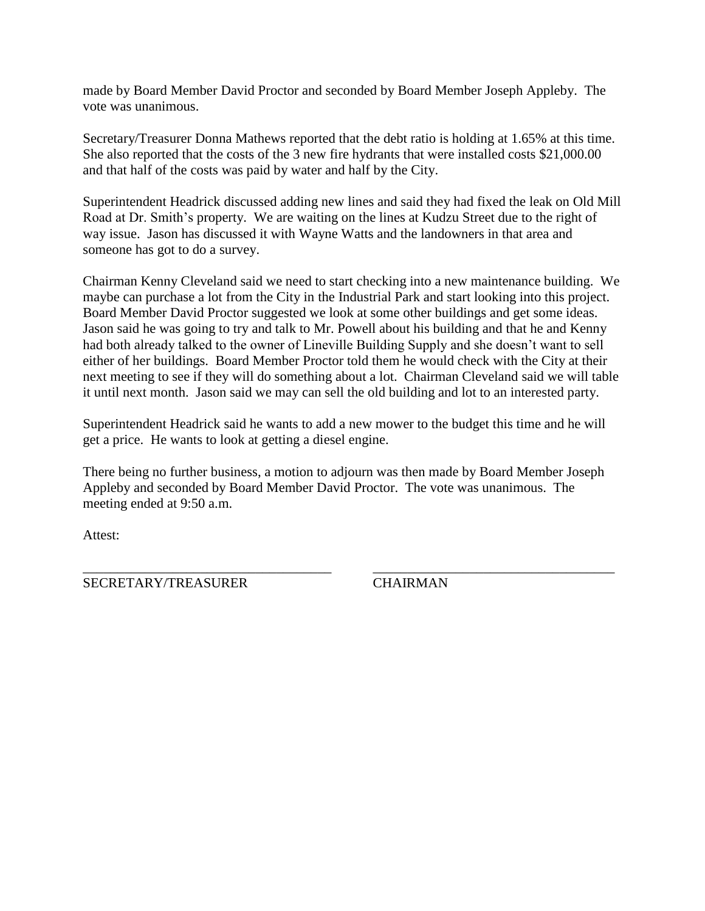made by Board Member David Proctor and seconded by Board Member Joseph Appleby. The vote was unanimous.

Secretary/Treasurer Donna Mathews reported that the debt ratio is holding at 1.65% at this time. She also reported that the costs of the 3 new fire hydrants that were installed costs $21,000.00 and that half of the costs was paid by water and half by the City.

Superintendent Headrick discussed adding new lines and said they had fixed the leak on Old Mill Road at Dr. Smith's property. We are waiting on the lines at Kudzu Street due to the right of way issue. Jason has discussed it with Wayne Watts and the landowners in that area and someone has got to do a survey.

Chairman Kenny Cleveland said we need to start checking into a new maintenance building. We maybe can purchase a lot from the City in the Industrial Park and start looking into this project. Board Member David Proctor suggested we look at some other buildings and get some ideas. Jason said he was going to try and talk to Mr. Powell about his building and that he and Kenny had both already talked to the owner of Lineville Building Supply and she doesn't want to sell either of her buildings. Board Member Proctor told them he would check with the City at their next meeting to see if they will do something about a lot. Chairman Cleveland said we will table it until next month. Jason said we may can sell the old building and lot to an interested party.

Superintendent Headrick said he wants to add a new mower to the budget this time and he will get a price. He wants to look at getting a diesel engine.

There being no further business, a motion to adjourn was then made by Board Member Joseph Appleby and seconded by Board Member David Proctor. The vote was unanimous. The meeting ended at 9:50 a.m.

Attest:

\_\_\_\_\_\_\_\_\_\_\_\_\_\_\_\_\_\_\_\_\_\_\_\_\_\_\_\_\_\_\_\_\_\_\_\_ \_\_\_\_\_\_\_\_\_\_\_\_\_\_\_\_\_\_\_\_\_\_\_\_\_\_\_\_\_\_\_\_\_\_\_\_

SECRETARY/TREASURER CHAIRMAN